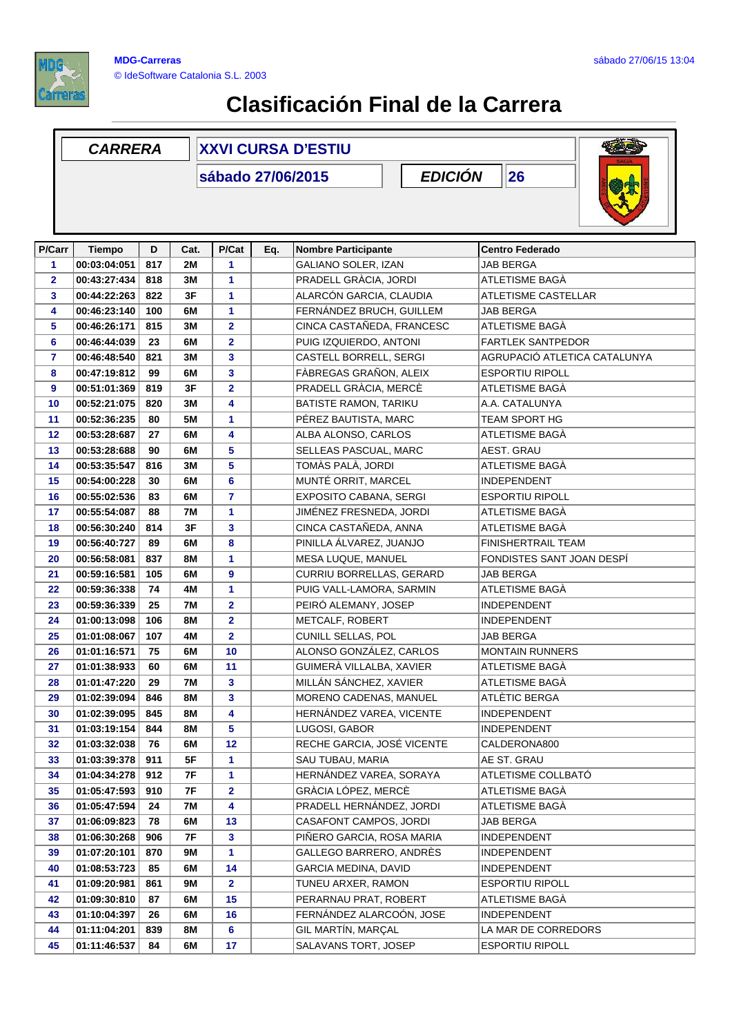MDG-Carreras
© IdeSoftware Catalonia S.L. 2003

sábado 27/06/15 13:04

# Clasificación Final de la Carrera

| CARRERA | XXVI CURSA D'ESTIU | | |
|---|---|---|---|
| | sábado 27/06/2015 | EDICIÓN | 26 |

| P/Carr | Tiempo | D | Cat. | P/Cat | Eq. | Nombre Participante | Centro Federado |
|---|---|---|---|---|---|---|---|
| 1 | 00:03:04:051 | 817 | 2M | 1 | | GALIANO SOLER, IZAN | JAB BERGA |
| 2 | 00:43:27:434 | 818 | 3M | 1 | | PRADELL GRÀCIA, JORDI | ATLETISME BAGÀ |
| 3 | 00:44:22:263 | 822 | 3F | 1 | | ALARCÓN GARCIA, CLAUDIA | ATLETISME CASTELLAR |
| 4 | 00:46:23:140 | 100 | 6M | 1 | | FERNÁNDEZ BRUCH, GUILLEM | JAB BERGA |
| 5 | 00:46:26:171 | 815 | 3M | 2 | | CINCA CASTAÑEDA, FRANCESC | ATLETISME BAGÀ |
| 6 | 00:46:44:039 | 23 | 6M | 2 | | PUIG IZQUIERDO, ANTONI | FARTLEK SANTPEDOR |
| 7 | 00:46:48:540 | 821 | 3M | 3 | | CASTELL BORRELL, SERGI | AGRUPACIÓ ATLETICA CATALUNYA |
| 8 | 00:47:19:812 | 99 | 6M | 3 | | FÀBREGAS GRAÑON, ALEIX | ESPORTIU RIPOLL |
| 9 | 00:51:01:369 | 819 | 3F | 2 | | PRADELL GRÀCIA, MERCÈ | ATLETISME BAGÀ |
| 10 | 00:52:21:075 | 820 | 3M | 4 | | BATISTE RAMON, TARIKU | A.A. CATALUNYA |
| 11 | 00:52:36:235 | 80 | 5M | 1 | | PÉREZ BAUTISTA, MARC | TEAM SPORT HG |
| 12 | 00:53:28:687 | 27 | 6M | 4 | | ALBA ALONSO, CARLOS | ATLETISME BAGÀ |
| 13 | 00:53:28:688 | 90 | 6M | 5 | | SELLEAS PASCUAL, MARC | AEST. GRAU |
| 14 | 00:53:35:547 | 816 | 3M | 5 | | TOMÀS PALÀ, JORDI | ATLETISME BAGÀ |
| 15 | 00:54:00:228 | 30 | 6M | 6 | | MUNTÉ ORRIT, MARCEL | INDEPENDENT |
| 16 | 00:55:02:536 | 83 | 6M | 7 | | EXPOSITO CABANA, SERGI | ESPORTIU RIPOLL |
| 17 | 00:55:54:087 | 88 | 7M | 1 | | JIMÉNEZ FRESNEDA, JORDI | ATLETISME BAGÀ |
| 18 | 00:56:30:240 | 814 | 3F | 3 | | CINCA CASTAÑEDA, ANNA | ATLETISME BAGÀ |
| 19 | 00:56:40:727 | 89 | 6M | 8 | | PINILLA ÁLVAREZ, JUANJO | FINISHERTRAIL TEAM |
| 20 | 00:56:58:081 | 837 | 8M | 1 | | MESA LUQUE, MANUEL | FONDISTES SANT JOAN DESPÍ |
| 21 | 00:59:16:581 | 105 | 6M | 9 | | CURRIU BORRELLAS, GERARD | JAB BERGA |
| 22 | 00:59:36:338 | 74 | 4M | 1 | | PUIG VALL-LAMORA, SARMIN | ATLETISME BAGÀ |
| 23 | 00:59:36:339 | 25 | 7M | 2 | | PEIRÓ ALEMANY, JOSEP | INDEPENDENT |
| 24 | 01:00:13:098 | 106 | 8M | 2 | | METCALF, ROBERT | INDEPENDENT |
| 25 | 01:01:08:067 | 107 | 4M | 2 | | CUNILL SELLAS, POL | JAB BERGA |
| 26 | 01:01:16:571 | 75 | 6M | 10 | | ALONSO GONZÁLEZ, CARLOS | MONTAIN RUNNERS |
| 27 | 01:01:38:933 | 60 | 6M | 11 | | GUIMERÀ VILLALBA, XAVIER | ATLETISME BAGÀ |
| 28 | 01:01:47:220 | 29 | 7M | 3 | | MILLÁN SÁNCHEZ, XAVIER | ATLETISME BAGÀ |
| 29 | 01:02:39:094 | 846 | 8M | 3 | | MORENO CADENAS, MANUEL | ATLÈTIC BERGA |
| 30 | 01:02:39:095 | 845 | 8M | 4 | | HERNÁNDEZ VAREA, VICENTE | INDEPENDENT |
| 31 | 01:03:19:154 | 844 | 8M | 5 | | LUGOSI, GABOR | INDEPENDENT |
| 32 | 01:03:32:038 | 76 | 6M | 12 | | RECHE GARCIA, JOSÉ VICENTE | CALDERONA800 |
| 33 | 01:03:39:378 | 911 | 5F | 1 | | SAU TUBAU, MARIA | AE ST. GRAU |
| 34 | 01:04:34:278 | 912 | 7F | 1 | | HERNÁNDEZ VAREA, SORAYA | ATLETISME COLLBATÓ |
| 35 | 01:05:47:593 | 910 | 7F | 2 | | GRÀCIA LÓPEZ, MERCÈ | ATLETISME BAGÀ |
| 36 | 01:05:47:594 | 24 | 7M | 4 | | PRADELL HERNÁNDEZ, JORDI | ATLETISME BAGÀ |
| 37 | 01:06:09:823 | 78 | 6M | 13 | | CASAFONT CAMPOS, JORDI | JAB BERGA |
| 38 | 01:06:30:268 | 906 | 7F | 3 | | PIÑERO GARCIA, ROSA MARIA | INDEPENDENT |
| 39 | 01:07:20:101 | 870 | 9M | 1 | | GALLEGO BARRERO, ANDRÈS | INDEPENDENT |
| 40 | 01:08:53:723 | 85 | 6M | 14 | | GARCIA MEDINA, DAVID | INDEPENDENT |
| 41 | 01:09:20:981 | 861 | 9M | 2 | | TUNEU ARXER, RAMON | ESPORTIU RIPOLL |
| 42 | 01:09:30:810 | 87 | 6M | 15 | | PERARNAU PRAT, ROBERT | ATLETISME BAGÀ |
| 43 | 01:10:04:397 | 26 | 6M | 16 | | FERNÁNDEZ ALARCOÓN, JOSE | INDEPENDENT |
| 44 | 01:11:04:201 | 839 | 8M | 6 | | GIL MARTÍN, MARÇAL | LA MAR DE CORREDORS |
| 45 | 01:11:46:537 | 84 | 6M | 17 | | SALAVANS TORT, JOSEP | ESPORTIU RIPOLL |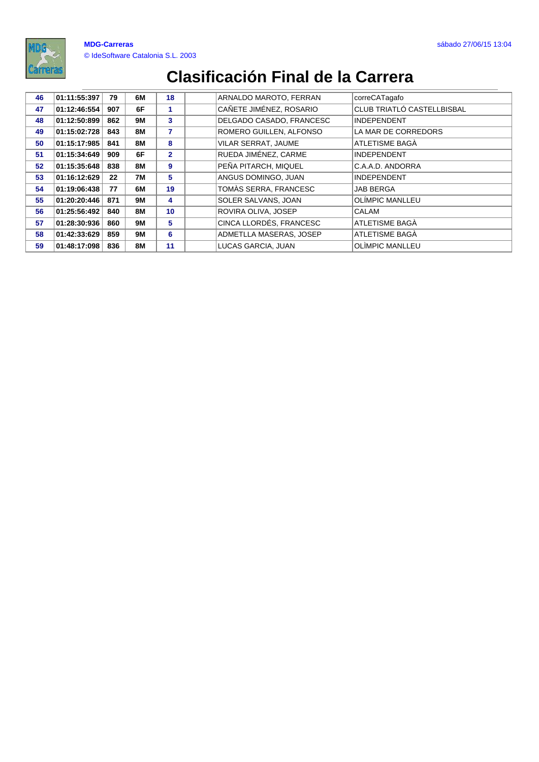# Clasificación Final de la Carrera

| | | | | | | | |
|---|---|---|---|---|---|---|---|
| 46 | 01:11:55:397 | 79 | 6M | 18 | | ARNALDO MAROTO, FERRAN | correCATagafo |
| 47 | 01:12:46:554 | 907 | 6F | 1 | | CAÑETE JIMÉNEZ, ROSARIO | CLUB TRIATLÓ CASTELLBISBAL |
| 48 | 01:12:50:899 | 862 | 9M | 3 | | DELGADO CASADO, FRANCESC | INDEPENDENT |
| 49 | 01:15:02:728 | 843 | 8M | 7 | | ROMERO GUILLEN, ALFONSO | LA MAR DE CORREDORS |
| 50 | 01:15:17:985 | 841 | 8M | 8 | | VILAR SERRAT, JAUME | ATLETISME BAGÀ |
| 51 | 01:15:34:649 | 909 | 6F | 2 | | RUEDA JIMÉNEZ, CARME | INDEPENDENT |
| 52 | 01:15:35:648 | 838 | 8M | 9 | | PEÑA PITARCH, MIQUEL | C.A.A.D. ANDORRA |
| 53 | 01:16:12:629 | 22 | 7M | 5 | | ANGUS DOMINGO, JUAN | INDEPENDENT |
| 54 | 01:19:06:438 | 77 | 6M | 19 | | TOMÀS SERRA, FRANCESC | JAB BERGA |
| 55 | 01:20:20:446 | 871 | 9M | 4 | | SOLER SALVANS, JOAN | OLÍMPIC MANLLEU |
| 56 | 01:25:56:492 | 840 | 8M | 10 | | ROVIRA OLIVA, JOSEP | CALAM |
| 57 | 01:28:30:936 | 860 | 9M | 5 | | CINCA LLORDÉS, FRANCESC | ATLETISME BAGÀ |
| 58 | 01:42:33:629 | 859 | 9M | 6 | | ADMETLLA MASERAS, JOSEP | ATLETISME BAGÀ |
| 59 | 01:48:17:098 | 836 | 8M | 11 | | LUCAS GARCIA, JUAN | OLÍMPIC MANLLEU |